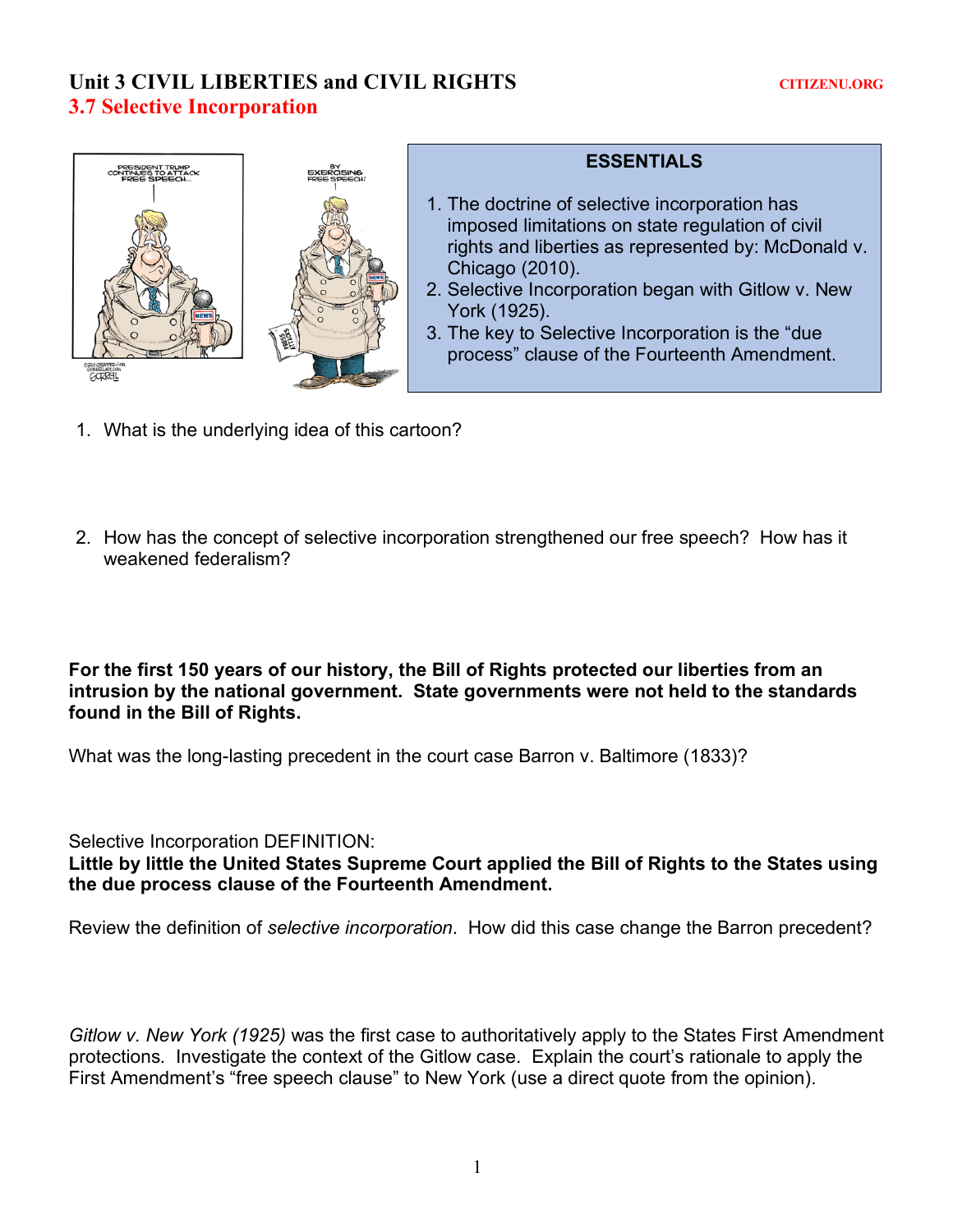# Unit 3 CIVIL LIBERTIES and CIVIL RIGHTS

CITIZENU.ORG

## 3.7 Selective Incorporation

**ESSENTIALS**

1. The doctrine of selective incorporation has imposed limitations on state regulation of civil rights and liberties as represented by: McDonald v. Chicago (2010).
2. Selective Incorporation began with Gitlow v. New York (1925).
3. The key to Selective Incorporation is the "due process" clause of the Fourteenth Amendment.

1. What is the underlying idea of this cartoon?

2. How has the concept of selective incorporation strengthened our free speech? How has it weakened federalism?

**For the first 150 years of our history, the Bill of Rights protected our liberties from an intrusion by the national government. State governments were not held to the standards found in the Bill of Rights.**

What was the long-lasting precedent in the court case Barron v. Baltimore (1833)?

Selective Incorporation DEFINITION:
**Little by little the United States Supreme Court applied the Bill of Rights to the States using the due process clause of the Fourteenth Amendment.**

Review the definition of *selective incorporation*. How did this case change the Barron precedent?

*Gitlow v. New York (1925)* was the first case to authoritatively apply to the States First Amendment protections. Investigate the context of the Gitlow case. Explain the court's rationale to apply the First Amendment's "free speech clause" to New York (use a direct quote from the opinion).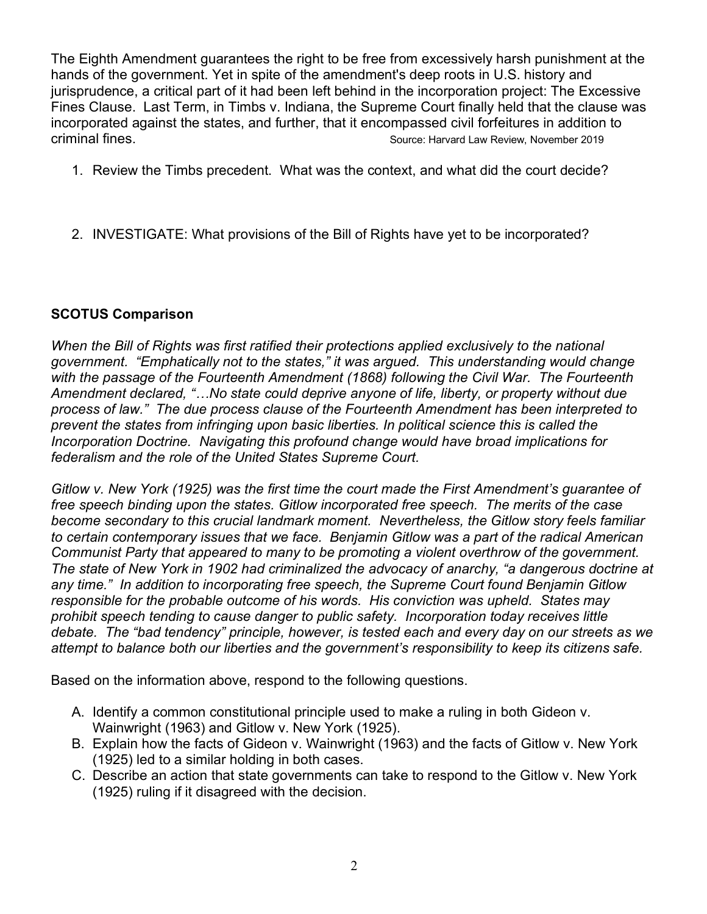The Eighth Amendment guarantees the right to be free from excessively harsh punishment at the hands of the government. Yet in spite of the amendment's deep roots in U.S. history and jurisprudence, a critical part of it had been left behind in the incorporation project: The Excessive Fines Clause. Last Term, in Timbs v. Indiana, the Supreme Court finally held that the clause was incorporated against the states, and further, that it encompassed civil forfeitures in addition to criminal fines. Source: Harvard Law Review, November 2019

1. Review the Timbs precedent. What was the context, and what did the court decide?

2. INVESTIGATE: What provisions of the Bill of Rights have yet to be incorporated?

**SCOTUS Comparison**

*When the Bill of Rights was first ratified their protections applied exclusively to the national government. "Emphatically not to the states," it was argued. This understanding would change with the passage of the Fourteenth Amendment (1868) following the Civil War. The Fourteenth Amendment declared, "…No state could deprive anyone of life, liberty, or property without due process of law." The due process clause of the Fourteenth Amendment has been interpreted to prevent the states from infringing upon basic liberties. In political science this is called the Incorporation Doctrine. Navigating this profound change would have broad implications for federalism and the role of the United States Supreme Court.*

*Gitlow v. New York (1925) was the first time the court made the First Amendment's guarantee of free speech binding upon the states. Gitlow incorporated free speech. The merits of the case become secondary to this crucial landmark moment. Nevertheless, the Gitlow story feels familiar to certain contemporary issues that we face. Benjamin Gitlow was a part of the radical American Communist Party that appeared to many to be promoting a violent overthrow of the government. The state of New York in 1902 had criminalized the advocacy of anarchy, "a dangerous doctrine at any time." In addition to incorporating free speech, the Supreme Court found Benjamin Gitlow responsible for the probable outcome of his words. His conviction was upheld. States may prohibit speech tending to cause danger to public safety. Incorporation today receives little debate. The "bad tendency" principle, however, is tested each and every day on our streets as we attempt to balance both our liberties and the government's responsibility to keep its citizens safe.*

Based on the information above, respond to the following questions.

A. Identify a common constitutional principle used to make a ruling in both Gideon v. Wainwright (1963) and Gitlow v. New York (1925).
B. Explain how the facts of Gideon v. Wainwright (1963) and the facts of Gitlow v. New York (1925) led to a similar holding in both cases.
C. Describe an action that state governments can take to respond to the Gitlow v. New York (1925) ruling if it disagreed with the decision.